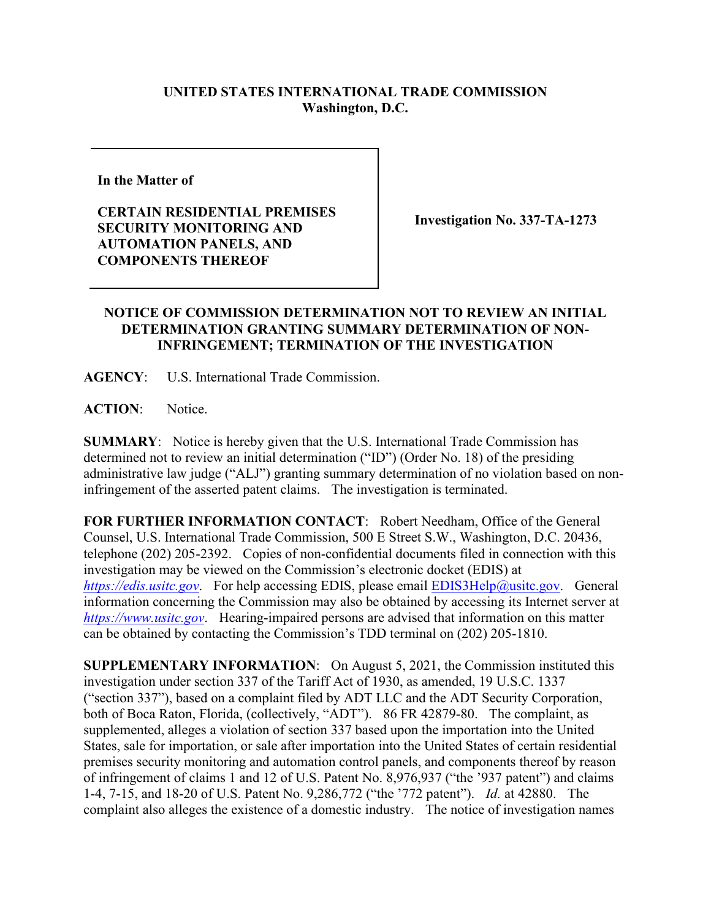**UNITED STATES INTERNATIONAL TRADE COMMISSION**
**Washington, D.C.**

| In the Matter of<br><br>**CERTAIN RESIDENTIAL PREMISES SECURITY MONITORING AND AUTOMATION PANELS, AND COMPONENTS THEREOF** | **Investigation No. 337-TA-1273** |
|---|---|

**NOTICE OF COMMISSION DETERMINATION NOT TO REVIEW AN INITIAL DETERMINATION GRANTING SUMMARY DETERMINATION OF NON-INFRINGEMENT; TERMINATION OF THE INVESTIGATION**

**AGENCY**: U.S. International Trade Commission.

**ACTION**: Notice.

**SUMMARY**: Notice is hereby given that the U.S. International Trade Commission has determined not to review an initial determination ("ID") (Order No. 18) of the presiding administrative law judge ("ALJ") granting summary determination of no violation based on non-infringement of the asserted patent claims. The investigation is terminated.

**FOR FURTHER INFORMATION CONTACT**: Robert Needham, Office of the General Counsel, U.S. International Trade Commission, 500 E Street S.W., Washington, D.C. 20436, telephone (202) 205-2392. Copies of non-confidential documents filed in connection with this investigation may be viewed on the Commission's electronic docket (EDIS) at *https://edis.usitc.gov*. For help accessing EDIS, please email EDIS3Help@usitc.gov. General information concerning the Commission may also be obtained by accessing its Internet server at *https://www.usitc.gov*. Hearing-impaired persons are advised that information on this matter can be obtained by contacting the Commission's TDD terminal on (202) 205-1810.

**SUPPLEMENTARY INFORMATION**: On August 5, 2021, the Commission instituted this investigation under section 337 of the Tariff Act of 1930, as amended, 19 U.S.C. 1337 ("section 337"), based on a complaint filed by ADT LLC and the ADT Security Corporation, both of Boca Raton, Florida, (collectively, "ADT"). 86 FR 42879-80. The complaint, as supplemented, alleges a violation of section 337 based upon the importation into the United States, sale for importation, or sale after importation into the United States of certain residential premises security monitoring and automation control panels, and components thereof by reason of infringement of claims 1 and 12 of U.S. Patent No. 8,976,937 ("the '937 patent") and claims 1-4, 7-15, and 18-20 of U.S. Patent No. 9,286,772 ("the '772 patent"). *Id.* at 42880. The complaint also alleges the existence of a domestic industry. The notice of investigation names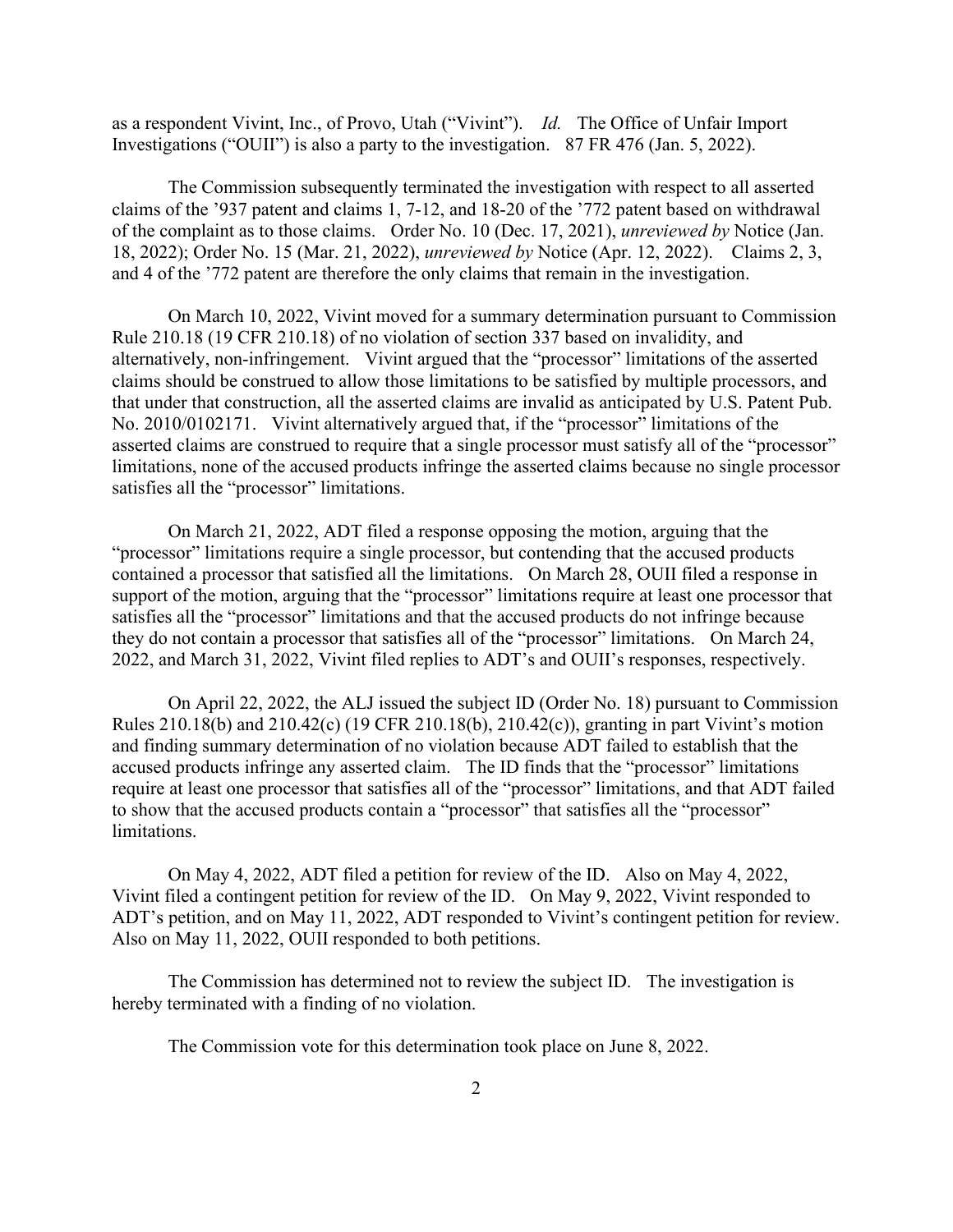as a respondent Vivint, Inc., of Provo, Utah ("Vivint"). *Id.* The Office of Unfair Import Investigations ("OUII") is also a party to the investigation. 87 FR 476 (Jan. 5, 2022).

The Commission subsequently terminated the investigation with respect to all asserted claims of the '937 patent and claims 1, 7-12, and 18-20 of the '772 patent based on withdrawal of the complaint as to those claims. Order No. 10 (Dec. 17, 2021), *unreviewed by* Notice (Jan. 18, 2022); Order No. 15 (Mar. 21, 2022), *unreviewed by* Notice (Apr. 12, 2022). Claims 2, 3, and 4 of the '772 patent are therefore the only claims that remain in the investigation.

On March 10, 2022, Vivint moved for a summary determination pursuant to Commission Rule 210.18 (19 CFR 210.18) of no violation of section 337 based on invalidity, and alternatively, non-infringement. Vivint argued that the "processor" limitations of the asserted claims should be construed to allow those limitations to be satisfied by multiple processors, and that under that construction, all the asserted claims are invalid as anticipated by U.S. Patent Pub. No. 2010/0102171. Vivint alternatively argued that, if the "processor" limitations of the asserted claims are construed to require that a single processor must satisfy all of the "processor" limitations, none of the accused products infringe the asserted claims because no single processor satisfies all the "processor" limitations.

On March 21, 2022, ADT filed a response opposing the motion, arguing that the "processor" limitations require a single processor, but contending that the accused products contained a processor that satisfied all the limitations. On March 28, OUII filed a response in support of the motion, arguing that the "processor" limitations require at least one processor that satisfies all the "processor" limitations and that the accused products do not infringe because they do not contain a processor that satisfies all of the "processor" limitations. On March 24, 2022, and March 31, 2022, Vivint filed replies to ADT's and OUII's responses, respectively.

On April 22, 2022, the ALJ issued the subject ID (Order No. 18) pursuant to Commission Rules 210.18(b) and 210.42(c) (19 CFR 210.18(b), 210.42(c)), granting in part Vivint's motion and finding summary determination of no violation because ADT failed to establish that the accused products infringe any asserted claim. The ID finds that the "processor" limitations require at least one processor that satisfies all of the "processor" limitations, and that ADT failed to show that the accused products contain a "processor" that satisfies all the "processor" limitations.

On May 4, 2022, ADT filed a petition for review of the ID. Also on May 4, 2022, Vivint filed a contingent petition for review of the ID. On May 9, 2022, Vivint responded to ADT's petition, and on May 11, 2022, ADT responded to Vivint's contingent petition for review. Also on May 11, 2022, OUII responded to both petitions.

The Commission has determined not to review the subject ID. The investigation is hereby terminated with a finding of no violation.

The Commission vote for this determination took place on June 8, 2022.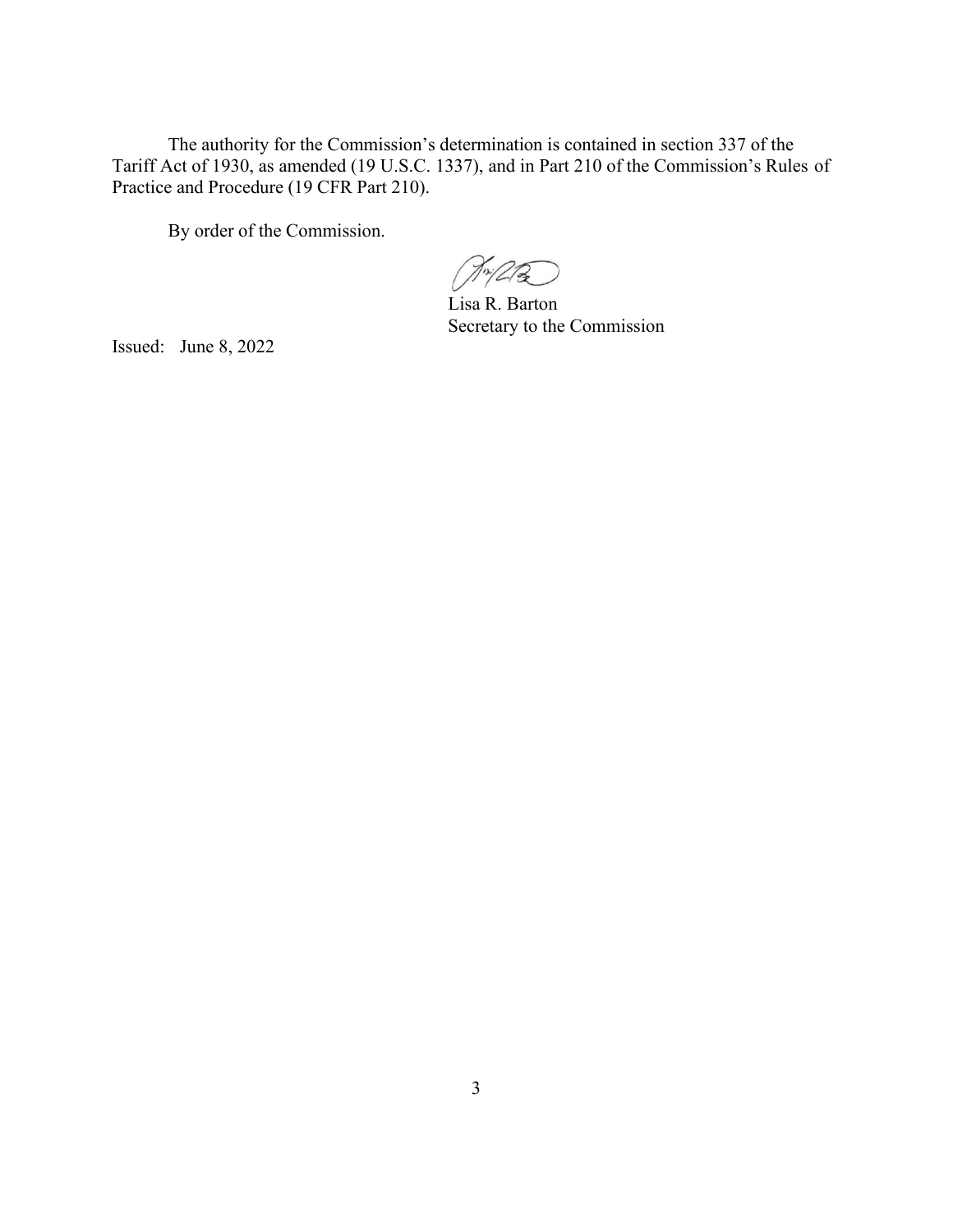The authority for the Commission's determination is contained in section 337 of the Tariff Act of 1930, as amended (19 U.S.C. 1337), and in Part 210 of the Commission's Rules of Practice and Procedure (19 CFR Part 210).

By order of the Commission.

Lisa R. Barton
Secretary to the Commission

Issued: June 8, 2022